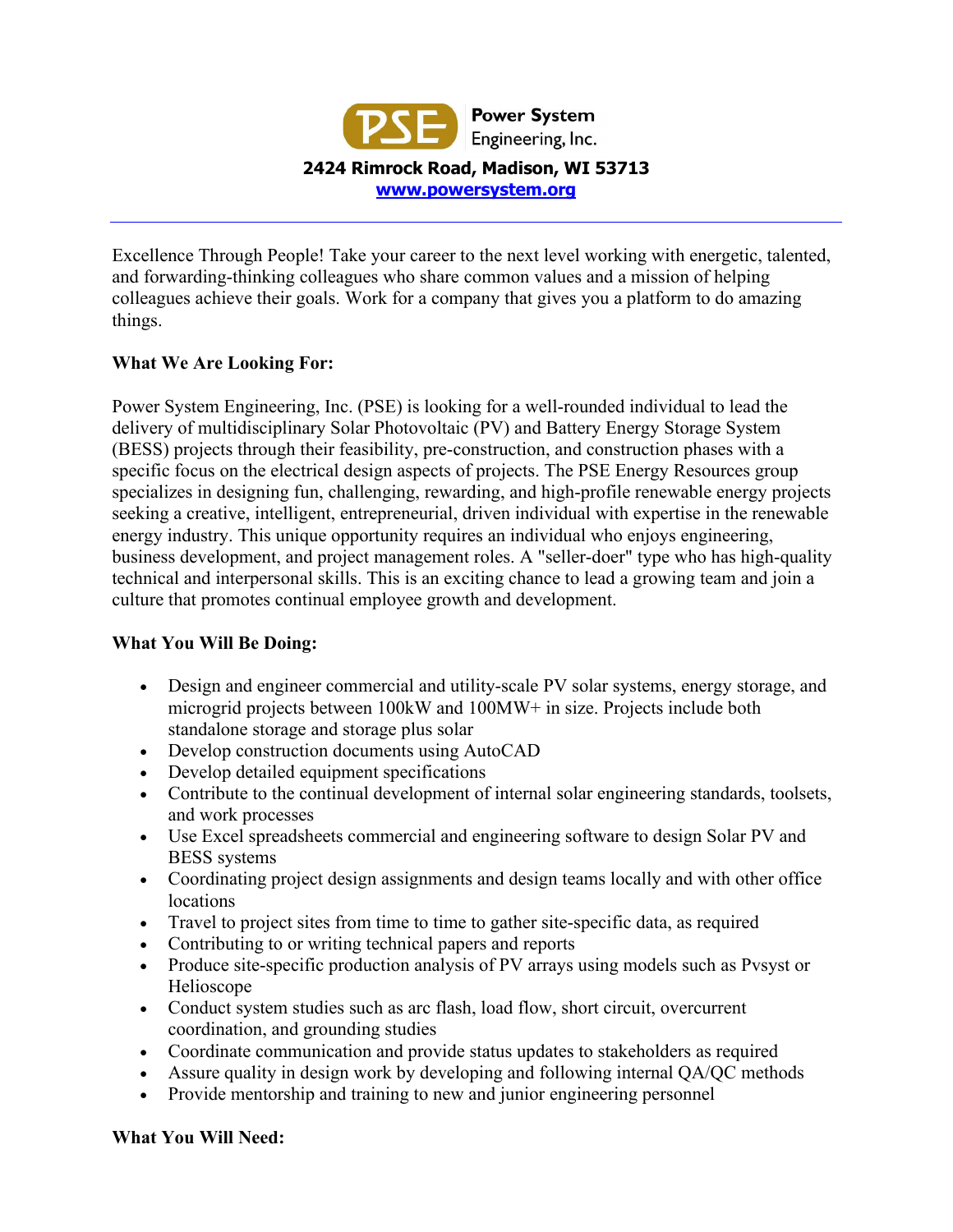**Power System Engineering, Inc.**

**2424 Rimrock Road, Madison, WI 53713**

**www.powersystem.org**

---

Excellence Through People! Take your career to the next level working with energetic, talented, and forwarding-thinking colleagues who share common values and a mission of helping colleagues achieve their goals. Work for a company that gives you a platform to do amazing things.

**What We Are Looking For:**

Power System Engineering, Inc. (PSE) is looking for a well-rounded individual to lead the delivery of multidisciplinary Solar Photovoltaic (PV) and Battery Energy Storage System (BESS) projects through their feasibility, pre-construction, and construction phases with a specific focus on the electrical design aspects of projects. The PSE Energy Resources group specializes in designing fun, challenging, rewarding, and high-profile renewable energy projects seeking a creative, intelligent, entrepreneurial, driven individual with expertise in the renewable energy industry. This unique opportunity requires an individual who enjoys engineering, business development, and project management roles. A "seller-doer" type who has high-quality technical and interpersonal skills. This is an exciting chance to lead a growing team and join a culture that promotes continual employee growth and development.

**What You Will Be Doing:**

- Design and engineer commercial and utility-scale PV solar systems, energy storage, and microgrid projects between 100kW and 100MW+ in size. Projects include both standalone storage and storage plus solar
- Develop construction documents using AutoCAD
- Develop detailed equipment specifications
- Contribute to the continual development of internal solar engineering standards, toolsets, and work processes
- Use Excel spreadsheets commercial and engineering software to design Solar PV and BESS systems
- Coordinating project design assignments and design teams locally and with other office locations
- Travel to project sites from time to time to gather site-specific data, as required
- Contributing to or writing technical papers and reports
- Produce site-specific production analysis of PV arrays using models such as Pvsyst or Helioscope
- Conduct system studies such as arc flash, load flow, short circuit, overcurrent coordination, and grounding studies
- Coordinate communication and provide status updates to stakeholders as required
- Assure quality in design work by developing and following internal QA/QC methods
- Provide mentorship and training to new and junior engineering personnel

**What You Will Need:**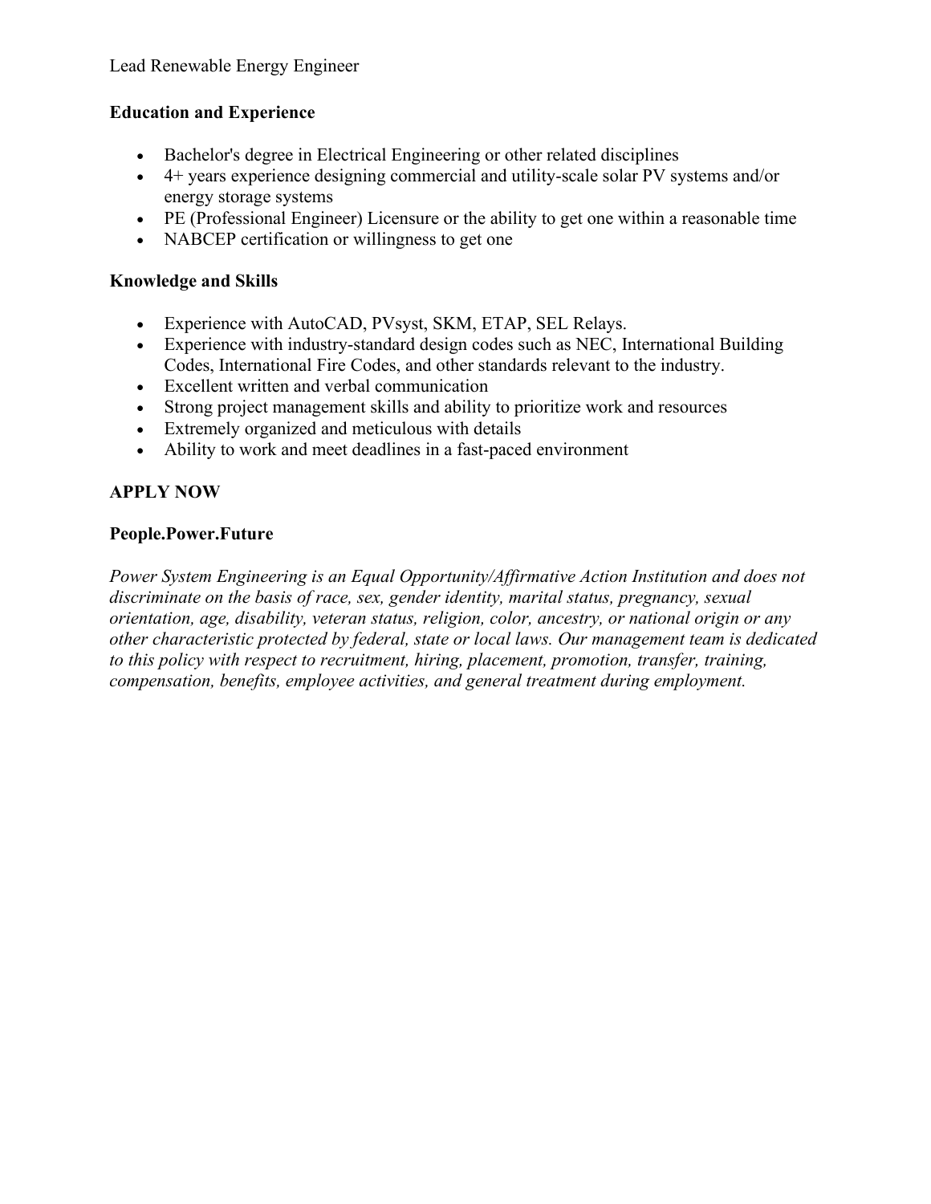**Education and Experience**

- Bachelor's degree in Electrical Engineering or other related disciplines
- 4+ years experience designing commercial and utility-scale solar PV systems and/or energy storage systems
- PE (Professional Engineer) Licensure or the ability to get one within a reasonable time
- NABCEP certification or willingness to get one

**Knowledge and Skills**

- Experience with AutoCAD, PVsyst, SKM, ETAP, SEL Relays.
- Experience with industry-standard design codes such as NEC, International Building Codes, International Fire Codes, and other standards relevant to the industry.
- Excellent written and verbal communication
- Strong project management skills and ability to prioritize work and resources
- Extremely organized and meticulous with details
- Ability to work and meet deadlines in a fast-paced environment

**APPLY NOW**

**People.Power.Future**

*Power System Engineering is an Equal Opportunity/Affirmative Action Institution and does not discriminate on the basis of race, sex, gender identity, marital status, pregnancy, sexual orientation, age, disability, veteran status, religion, color, ancestry, or national origin or any other characteristic protected by federal, state or local laws. Our management team is dedicated to this policy with respect to recruitment, hiring, placement, promotion, transfer, training, compensation, benefits, employee activities, and general treatment during employment.*